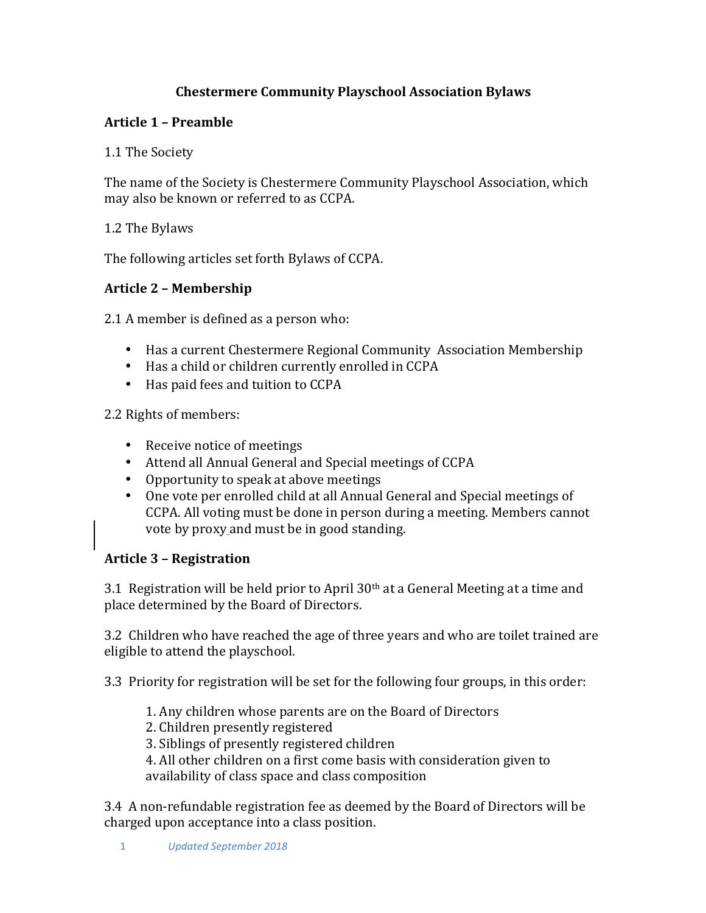# Chestermere Community Playschool Association Bylaws

## Article 1 – Preamble

1.1 The Society

The name of the Society is Chestermere Community Playschool Association, which may also be known or referred to as CCPA.

1.2 The Bylaws

The following articles set forth Bylaws of CCPA.

## Article 2 – Membership

2.1 A member is defined as a person who:

- Has a current Chestermere Regional Community Association Membership
- Has a child or children currently enrolled in CCPA
- Has paid fees and tuition to CCPA

2.2 Rights of members:

- Receive notice of meetings
- Attend all Annual General and Special meetings of CCPA
- Opportunity to speak at above meetings
- One vote per enrolled child at all Annual General and Special meetings of CCPA. All voting must be done in person during a meeting. Members cannot vote by proxy and must be in good standing.

## Article 3 – Registration

3.1 Registration will be held prior to April 30th at a General Meeting at a time and place determined by the Board of Directors.

3.2 Children who have reached the age of three years and who are toilet trained are eligible to attend the playschool.

3.3 Priority for registration will be set for the following four groups, in this order:

1. Any children whose parents are on the Board of Directors
2. Children presently registered
3. Siblings of presently registered children
4. All other children on a first come basis with consideration given to availability of class space and class composition

3.4 A non-refundable registration fee as deemed by the Board of Directors will be charged upon acceptance into a class position.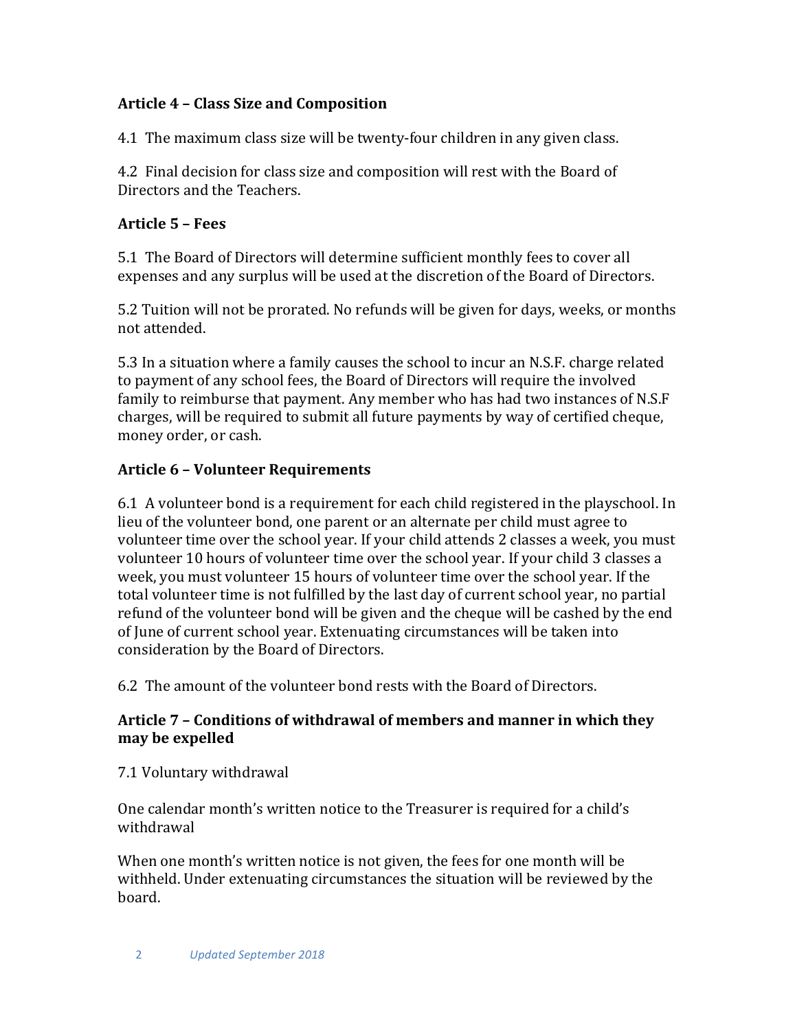**Article 4 – Class Size and Composition**

4.1 The maximum class size will be twenty-four children in any given class.

4.2 Final decision for class size and composition will rest with the Board of Directors and the Teachers.

**Article 5 – Fees**

5.1 The Board of Directors will determine sufficient monthly fees to cover all expenses and any surplus will be used at the discretion of the Board of Directors.

5.2 Tuition will not be prorated. No refunds will be given for days, weeks, or months not attended.

5.3 In a situation where a family causes the school to incur an N.S.F. charge related to payment of any school fees, the Board of Directors will require the involved family to reimburse that payment. Any member who has had two instances of N.S.F charges, will be required to submit all future payments by way of certified cheque, money order, or cash.

**Article 6 – Volunteer Requirements**

6.1 A volunteer bond is a requirement for each child registered in the playschool. In lieu of the volunteer bond, one parent or an alternate per child must agree to volunteer time over the school year. If your child attends 2 classes a week, you must volunteer 10 hours of volunteer time over the school year. If your child 3 classes a week, you must volunteer 15 hours of volunteer time over the school year. If the total volunteer time is not fulfilled by the last day of current school year, no partial refund of the volunteer bond will be given and the cheque will be cashed by the end of June of current school year. Extenuating circumstances will be taken into consideration by the Board of Directors.

6.2 The amount of the volunteer bond rests with the Board of Directors.

**Article 7 – Conditions of withdrawal of members and manner in which they may be expelled**

7.1 Voluntary withdrawal

One calendar month's written notice to the Treasurer is required for a child's withdrawal

When one month's written notice is not given, the fees for one month will be withheld. Under extenuating circumstances the situation will be reviewed by the board.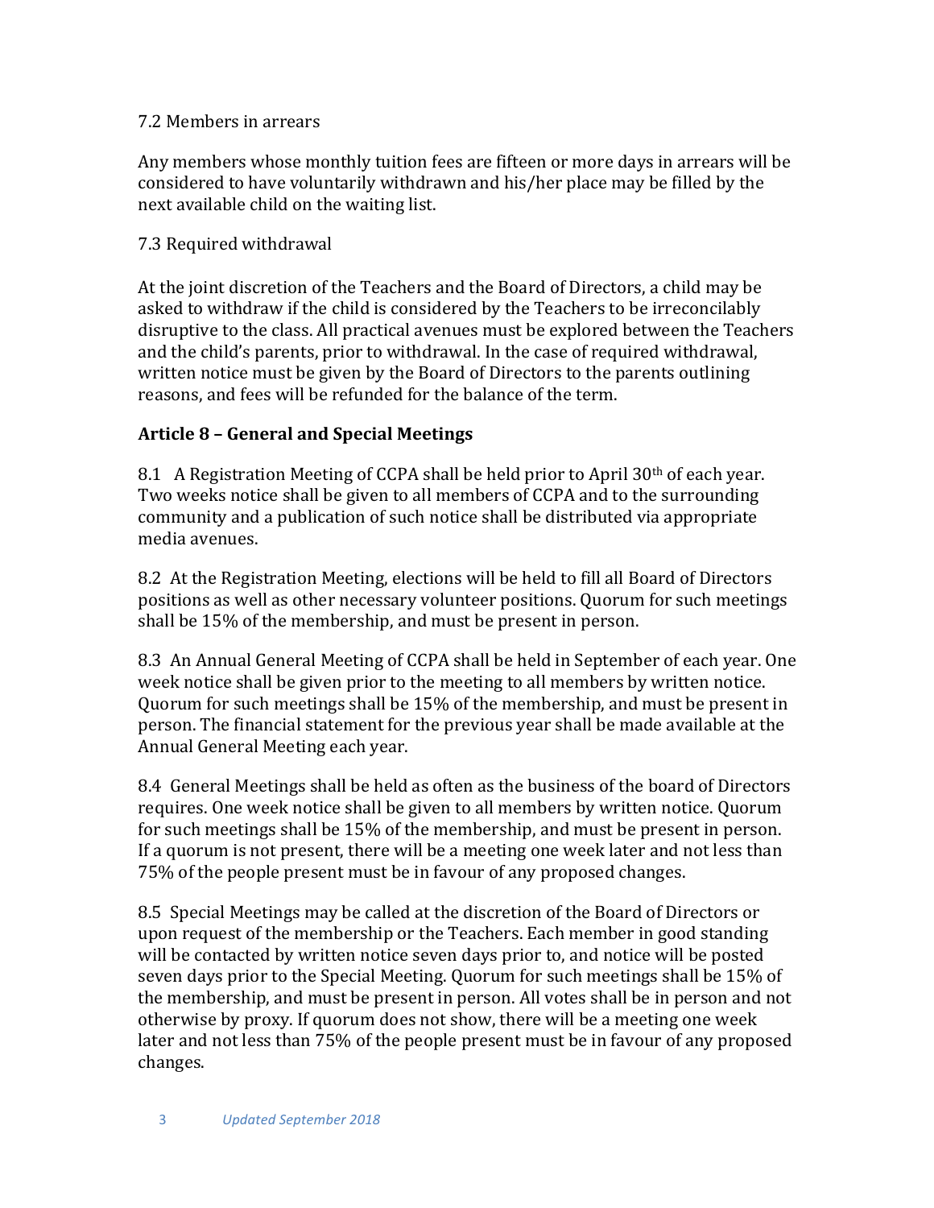7.2 Members in arrears

Any members whose monthly tuition fees are fifteen or more days in arrears will be considered to have voluntarily withdrawn and his/her place may be filled by the next available child on the waiting list.

7.3 Required withdrawal

At the joint discretion of the Teachers and the Board of Directors, a child may be asked to withdraw if the child is considered by the Teachers to be irreconcilably disruptive to the class. All practical avenues must be explored between the Teachers and the child's parents, prior to withdrawal. In the case of required withdrawal, written notice must be given by the Board of Directors to the parents outlining reasons, and fees will be refunded for the balance of the term.

**Article 8 – General and Special Meetings**

8.1 A Registration Meeting of CCPA shall be held prior to April 30th of each year. Two weeks notice shall be given to all members of CCPA and to the surrounding community and a publication of such notice shall be distributed via appropriate media avenues.

8.2 At the Registration Meeting, elections will be held to fill all Board of Directors positions as well as other necessary volunteer positions. Quorum for such meetings shall be 15% of the membership, and must be present in person.

8.3 An Annual General Meeting of CCPA shall be held in September of each year. One week notice shall be given prior to the meeting to all members by written notice. Quorum for such meetings shall be 15% of the membership, and must be present in person. The financial statement for the previous year shall be made available at the Annual General Meeting each year.

8.4 General Meetings shall be held as often as the business of the board of Directors requires. One week notice shall be given to all members by written notice. Quorum for such meetings shall be 15% of the membership, and must be present in person. If a quorum is not present, there will be a meeting one week later and not less than 75% of the people present must be in favour of any proposed changes.

8.5 Special Meetings may be called at the discretion of the Board of Directors or upon request of the membership or the Teachers. Each member in good standing will be contacted by written notice seven days prior to, and notice will be posted seven days prior to the Special Meeting. Quorum for such meetings shall be 15% of the membership, and must be present in person. All votes shall be in person and not otherwise by proxy. If quorum does not show, there will be a meeting one week later and not less than 75% of the people present must be in favour of any proposed changes.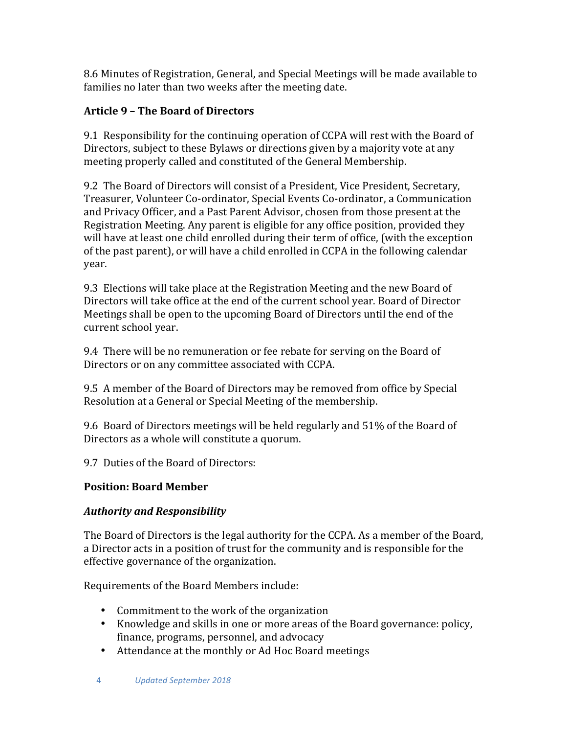8.6 Minutes of Registration, General, and Special Meetings will be made available to families no later than two weeks after the meeting date.

## Article 9 – The Board of Directors

9.1 Responsibility for the continuing operation of CCPA will rest with the Board of Directors, subject to these Bylaws or directions given by a majority vote at any meeting properly called and constituted of the General Membership.

9.2 The Board of Directors will consist of a President, Vice President, Secretary, Treasurer, Volunteer Co-ordinator, Special Events Co-ordinator, a Communication and Privacy Officer, and a Past Parent Advisor, chosen from those present at the Registration Meeting. Any parent is eligible for any office position, provided they will have at least one child enrolled during their term of office, (with the exception of the past parent), or will have a child enrolled in CCPA in the following calendar year.

9.3 Elections will take place at the Registration Meeting and the new Board of Directors will take office at the end of the current school year. Board of Director Meetings shall be open to the upcoming Board of Directors until the end of the current school year.

9.4 There will be no remuneration or fee rebate for serving on the Board of Directors or on any committee associated with CCPA.

9.5 A member of the Board of Directors may be removed from office by Special Resolution at a General or Special Meeting of the membership.

9.6 Board of Directors meetings will be held regularly and 51% of the Board of Directors as a whole will constitute a quorum.

9.7 Duties of the Board of Directors:

### Position: Board Member

#### *Authority and Responsibility*

The Board of Directors is the legal authority for the CCPA. As a member of the Board, a Director acts in a position of trust for the community and is responsible for the effective governance of the organization.

Requirements of the Board Members include:

- Commitment to the work of the organization
- Knowledge and skills in one or more areas of the Board governance: policy, finance, programs, personnel, and advocacy
- Attendance at the monthly or Ad Hoc Board meetings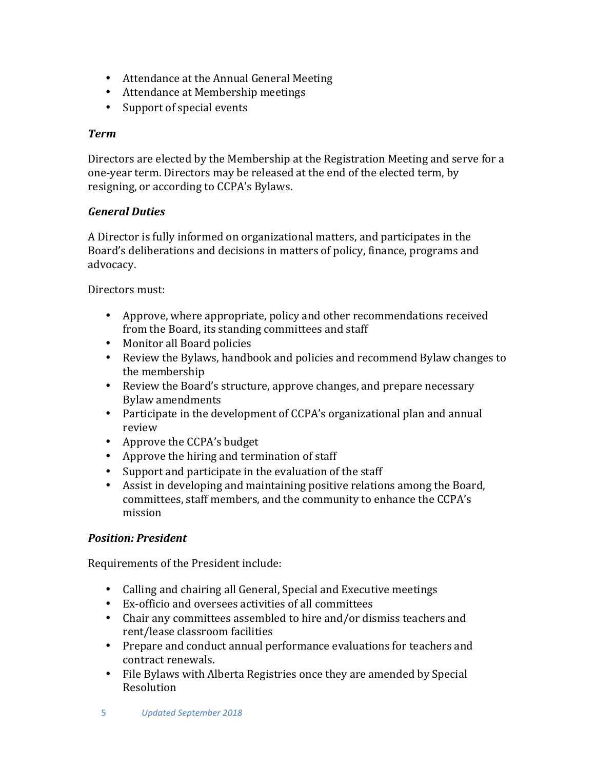- Attendance at the Annual General Meeting
- Attendance at Membership meetings
- Support of special events

***Term***

Directors are elected by the Membership at the Registration Meeting and serve for a one-year term. Directors may be released at the end of the elected term, by resigning, or according to CCPA's Bylaws.

***General Duties***

A Director is fully informed on organizational matters, and participates in the Board's deliberations and decisions in matters of policy, finance, programs and advocacy.

Directors must:

- Approve, where appropriate, policy and other recommendations received from the Board, its standing committees and staff
- Monitor all Board policies
- Review the Bylaws, handbook and policies and recommend Bylaw changes to the membership
- Review the Board's structure, approve changes, and prepare necessary Bylaw amendments
- Participate in the development of CCPA's organizational plan and annual review
- Approve the CCPA's budget
- Approve the hiring and termination of staff
- Support and participate in the evaluation of the staff
- Assist in developing and maintaining positive relations among the Board, committees, staff members, and the community to enhance the CCPA's mission

***Position: President***

Requirements of the President include:

- Calling and chairing all General, Special and Executive meetings
- Ex-officio and oversees activities of all committees
- Chair any committees assembled to hire and/or dismiss teachers and rent/lease classroom facilities
- Prepare and conduct annual performance evaluations for teachers and contract renewals.
- File Bylaws with Alberta Registries once they are amended by Special Resolution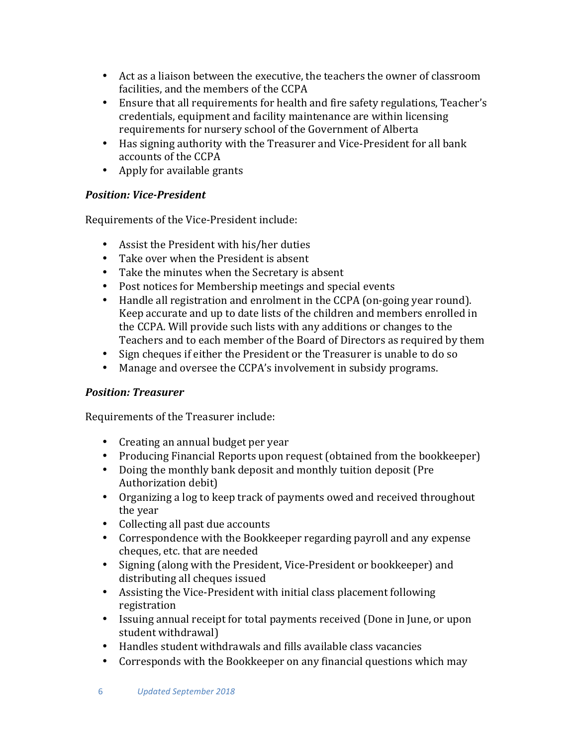- Act as a liaison between the executive, the teachers the owner of classroom facilities, and the members of the CCPA
- Ensure that all requirements for health and fire safety regulations, Teacher's credentials, equipment and facility maintenance are within licensing requirements for nursery school of the Government of Alberta
- Has signing authority with the Treasurer and Vice-President for all bank accounts of the CCPA
- Apply for available grants

***Position: Vice-President***

Requirements of the Vice-President include:

- Assist the President with his/her duties
- Take over when the President is absent
- Take the minutes when the Secretary is absent
- Post notices for Membership meetings and special events
- Handle all registration and enrolment in the CCPA (on-going year round). Keep accurate and up to date lists of the children and members enrolled in the CCPA. Will provide such lists with any additions or changes to the Teachers and to each member of the Board of Directors as required by them
- Sign cheques if either the President or the Treasurer is unable to do so
- Manage and oversee the CCPA's involvement in subsidy programs.

***Position: Treasurer***

Requirements of the Treasurer include:

- Creating an annual budget per year
- Producing Financial Reports upon request (obtained from the bookkeeper)
- Doing the monthly bank deposit and monthly tuition deposit (Pre Authorization debit)
- Organizing a log to keep track of payments owed and received throughout the year
- Collecting all past due accounts
- Correspondence with the Bookkeeper regarding payroll and any expense cheques, etc. that are needed
- Signing (along with the President, Vice-President or bookkeeper) and distributing all cheques issued
- Assisting the Vice-President with initial class placement following registration
- Issuing annual receipt for total payments received (Done in June, or upon student withdrawal)
- Handles student withdrawals and fills available class vacancies
- Corresponds with the Bookkeeper on any financial questions which may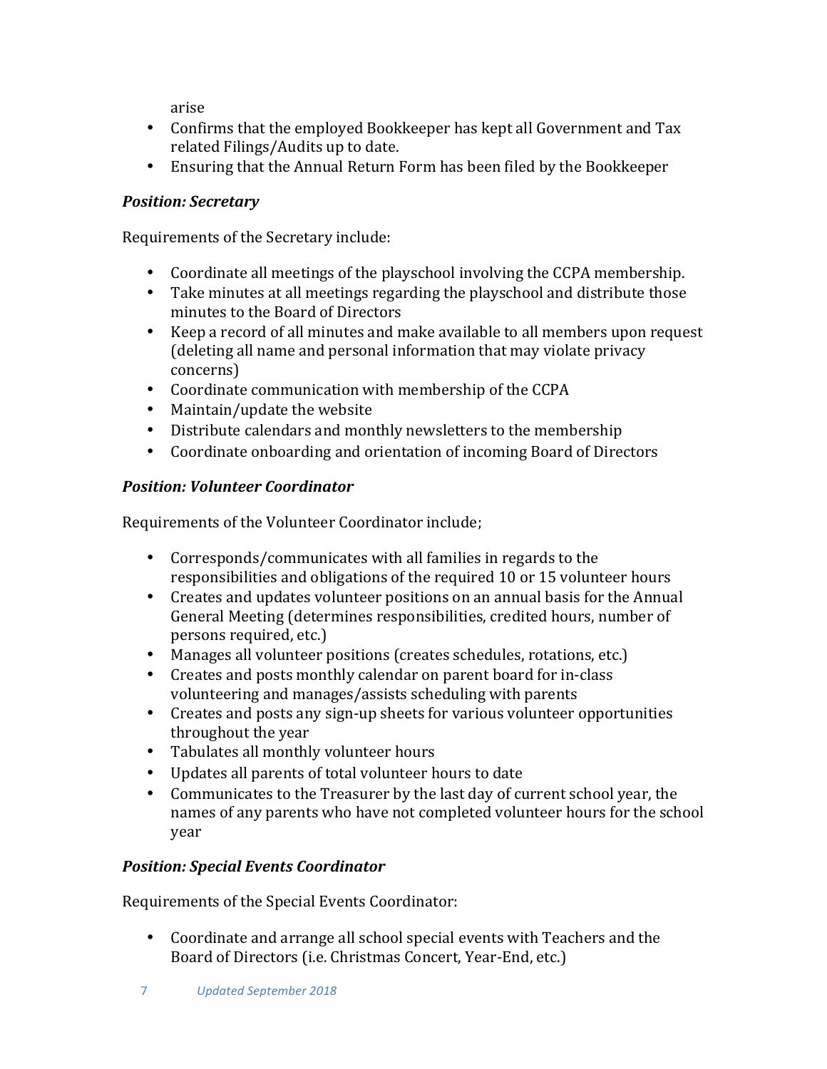arise

- Confirms that the employed Bookkeeper has kept all Government and Tax related Filings/Audits up to date.
- Ensuring that the Annual Return Form has been filed by the Bookkeeper

### *Position: Secretary*

Requirements of the Secretary include:

- Coordinate all meetings of the playschool involving the CCPA membership.
- Take minutes at all meetings regarding the playschool and distribute those minutes to the Board of Directors
- Keep a record of all minutes and make available to all members upon request (deleting all name and personal information that may violate privacy concerns)
- Coordinate communication with membership of the CCPA
- Maintain/update the website
- Distribute calendars and monthly newsletters to the membership
- Coordinate onboarding and orientation of incoming Board of Directors

### *Position: Volunteer Coordinator*

Requirements of the Volunteer Coordinator include;

- Corresponds/communicates with all families in regards to the responsibilities and obligations of the required 10 or 15 volunteer hours
- Creates and updates volunteer positions on an annual basis for the Annual General Meeting (determines responsibilities, credited hours, number of persons required, etc.)
- Manages all volunteer positions (creates schedules, rotations, etc.)
- Creates and posts monthly calendar on parent board for in-class volunteering and manages/assists scheduling with parents
- Creates and posts any sign-up sheets for various volunteer opportunities throughout the year
- Tabulates all monthly volunteer hours
- Updates all parents of total volunteer hours to date
- Communicates to the Treasurer by the last day of current school year, the names of any parents who have not completed volunteer hours for the school year

### *Position: Special Events Coordinator*

Requirements of the Special Events Coordinator:

- Coordinate and arrange all school special events with Teachers and the Board of Directors (i.e. Christmas Concert, Year-End, etc.)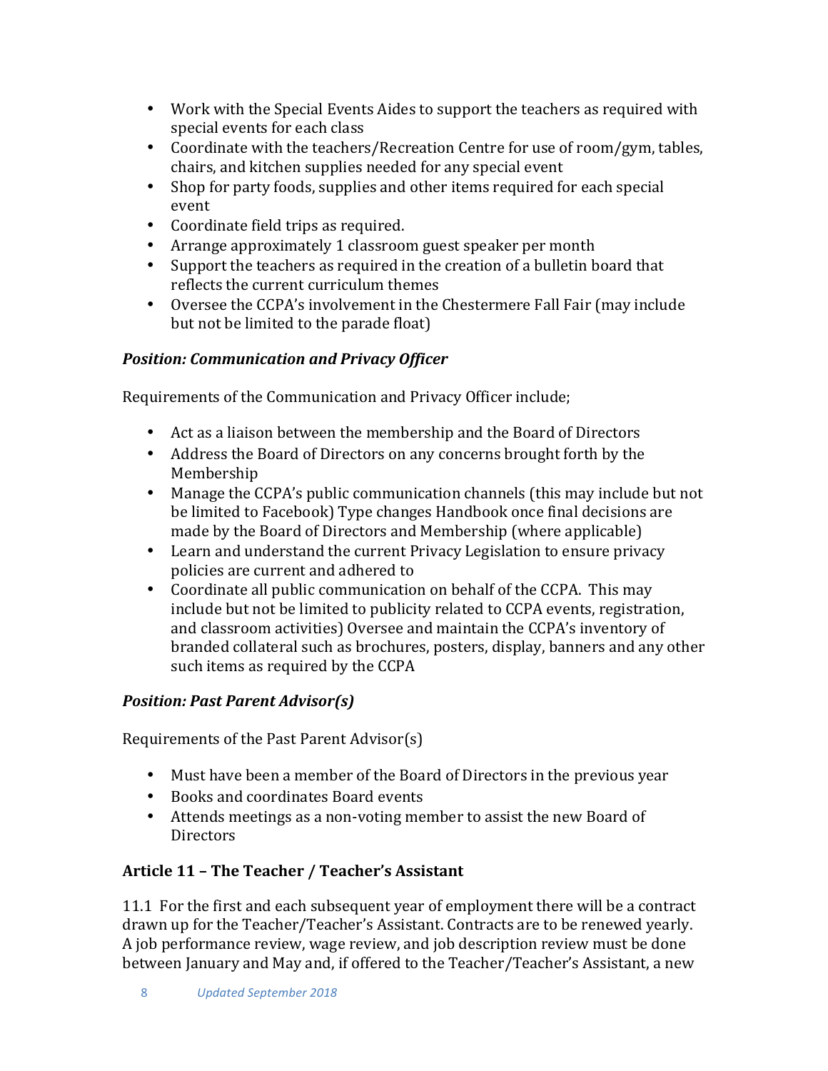- Work with the Special Events Aides to support the teachers as required with special events for each class
- Coordinate with the teachers/Recreation Centre for use of room/gym, tables, chairs, and kitchen supplies needed for any special event
- Shop for party foods, supplies and other items required for each special event
- Coordinate field trips as required.
- Arrange approximately 1 classroom guest speaker per month
- Support the teachers as required in the creation of a bulletin board that reflects the current curriculum themes
- Oversee the CCPA's involvement in the Chestermere Fall Fair (may include but not be limited to the parade float)

***Position: Communication and Privacy Officer***

Requirements of the Communication and Privacy Officer include;

- Act as a liaison between the membership and the Board of Directors
- Address the Board of Directors on any concerns brought forth by the Membership
- Manage the CCPA's public communication channels (this may include but not be limited to Facebook) Type changes Handbook once final decisions are made by the Board of Directors and Membership (where applicable)
- Learn and understand the current Privacy Legislation to ensure privacy policies are current and adhered to
- Coordinate all public communication on behalf of the CCPA. This may include but not be limited to publicity related to CCPA events, registration, and classroom activities) Oversee and maintain the CCPA's inventory of branded collateral such as brochures, posters, display, banners and any other such items as required by the CCPA

***Position: Past Parent Advisor(s)***

Requirements of the Past Parent Advisor(s)

- Must have been a member of the Board of Directors in the previous year
- Books and coordinates Board events
- Attends meetings as a non-voting member to assist the new Board of Directors

## Article 11 – The Teacher / Teacher's Assistant

11.1 For the first and each subsequent year of employment there will be a contract drawn up for the Teacher/Teacher's Assistant. Contracts are to be renewed yearly. A job performance review, wage review, and job description review must be done between January and May and, if offered to the Teacher/Teacher's Assistant, a new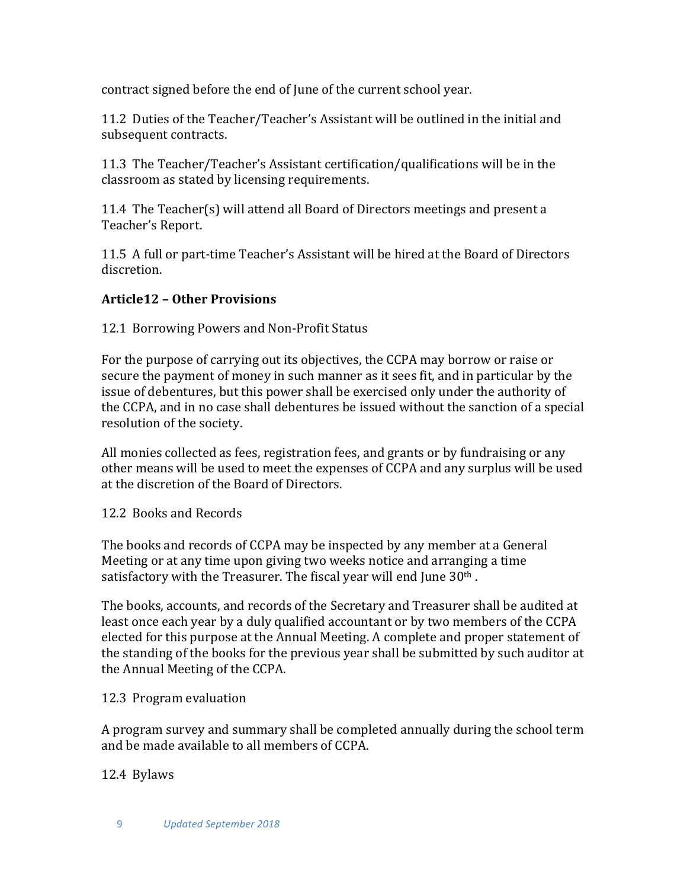contract signed before the end of June of the current school year.

11.2 Duties of the Teacher/Teacher's Assistant will be outlined in the initial and subsequent contracts.

11.3 The Teacher/Teacher's Assistant certification/qualifications will be in the classroom as stated by licensing requirements.

11.4 The Teacher(s) will attend all Board of Directors meetings and present a Teacher's Report.

11.5 A full or part-time Teacher's Assistant will be hired at the Board of Directors discretion.

### Article12 – Other Provisions

12.1 Borrowing Powers and Non-Profit Status

For the purpose of carrying out its objectives, the CCPA may borrow or raise or secure the payment of money in such manner as it sees fit, and in particular by the issue of debentures, but this power shall be exercised only under the authority of the CCPA, and in no case shall debentures be issued without the sanction of a special resolution of the society.

All monies collected as fees, registration fees, and grants or by fundraising or any other means will be used to meet the expenses of CCPA and any surplus will be used at the discretion of the Board of Directors.

12.2 Books and Records

The books and records of CCPA may be inspected by any member at a General Meeting or at any time upon giving two weeks notice and arranging a time satisfactory with the Treasurer. The fiscal year will end June 30th .

The books, accounts, and records of the Secretary and Treasurer shall be audited at least once each year by a duly qualified accountant or by two members of the CCPA elected for this purpose at the Annual Meeting. A complete and proper statement of the standing of the books for the previous year shall be submitted by such auditor at the Annual Meeting of the CCPA.

12.3 Program evaluation

A program survey and summary shall be completed annually during the school term and be made available to all members of CCPA.

12.4 Bylaws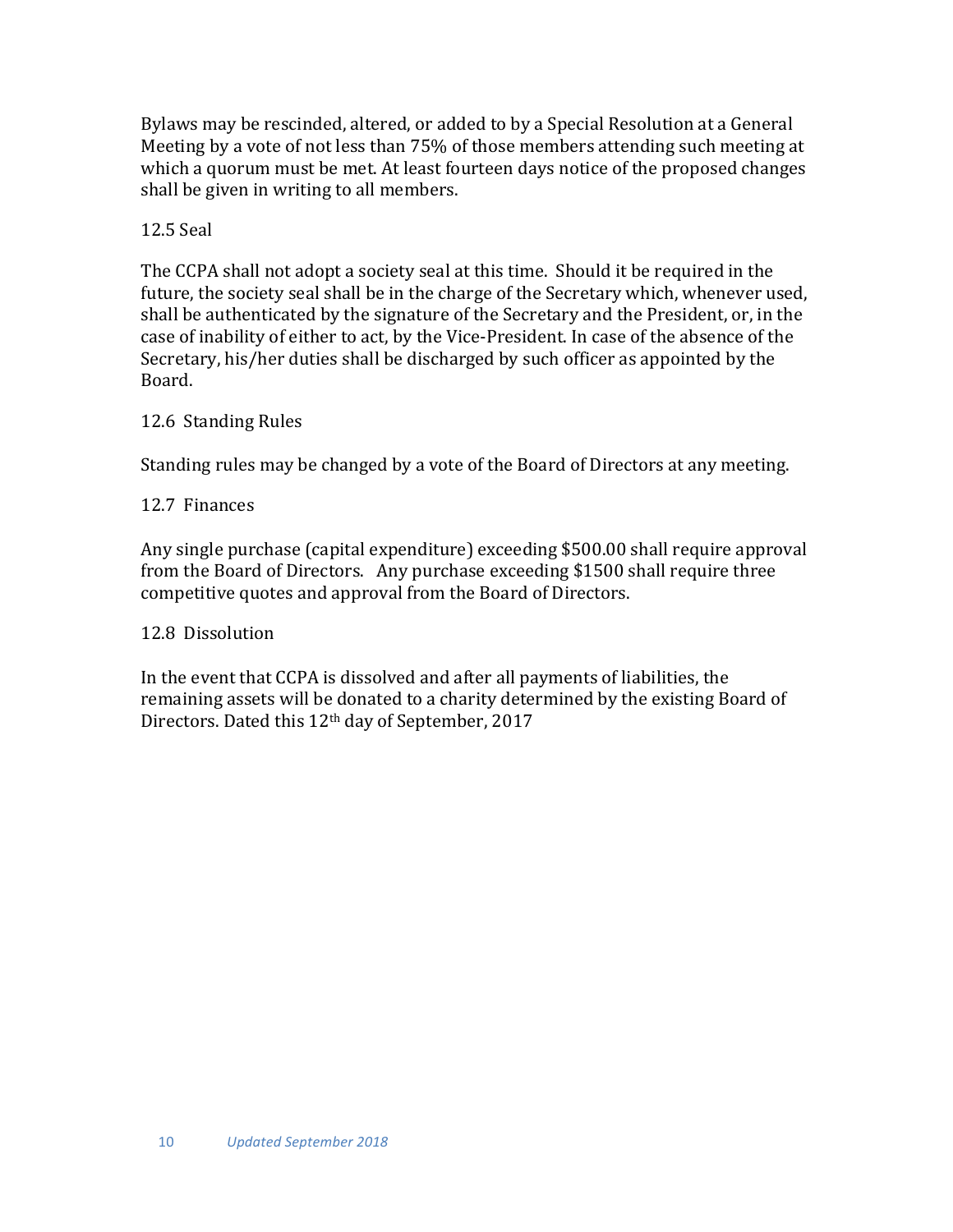Bylaws may be rescinded, altered, or added to by a Special Resolution at a General Meeting by a vote of not less than 75% of those members attending such meeting at which a quorum must be met. At least fourteen days notice of the proposed changes shall be given in writing to all members.

### 12.5 Seal

The CCPA shall not adopt a society seal at this time. Should it be required in the future, the society seal shall be in the charge of the Secretary which, whenever used, shall be authenticated by the signature of the Secretary and the President, or, in the case of inability of either to act, by the Vice-President. In case of the absence of the Secretary, his/her duties shall be discharged by such officer as appointed by the Board.

### 12.6 Standing Rules

Standing rules may be changed by a vote of the Board of Directors at any meeting.

### 12.7 Finances

Any single purchase (capital expenditure) exceeding $500.00 shall require approval from the Board of Directors. Any purchase exceeding $1500 shall require three competitive quotes and approval from the Board of Directors.

### 12.8 Dissolution

In the event that CCPA is dissolved and after all payments of liabilities, the remaining assets will be donated to a charity determined by the existing Board of Directors. Dated this 12th day of September, 2017